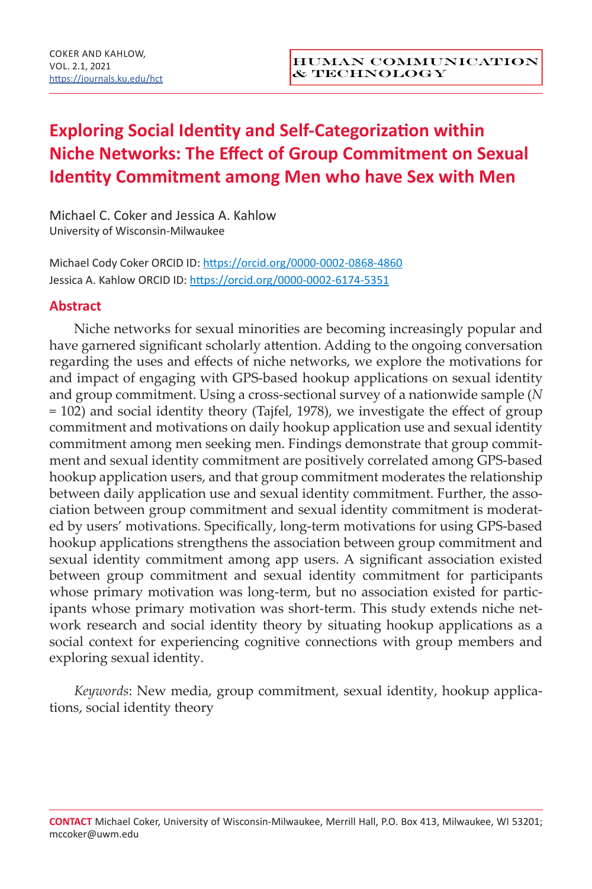# Exploring Social Identity and Self-Categorization within Niche Networks: The Effect of Group Commitment on Sexual Identity Commitment among Men who have Sex with Men

Michael C. Coker and Jessica A. Kahlow
University of Wisconsin-Milwaukee

Michael Cody Coker ORCID ID: https://orcid.org/0000-0002-0868-4860
Jessica A. Kahlow ORCID ID: https://orcid.org/0000-0002-6174-5351

## Abstract

Niche networks for sexual minorities are becoming increasingly popular and have garnered significant scholarly attention. Adding to the ongoing conversation regarding the uses and effects of niche networks, we explore the motivations for and impact of engaging with GPS-based hookup applications on sexual identity and group commitment. Using a cross-sectional survey of a nationwide sample ($N$ = 102) and social identity theory (Tajfel, 1978), we investigate the effect of group commitment and motivations on daily hookup application use and sexual identity commitment among men seeking men. Findings demonstrate that group commitment and sexual identity commitment are positively correlated among GPS-based hookup application users, and that group commitment moderates the relationship between daily application use and sexual identity commitment. Further, the association between group commitment and sexual identity commitment is moderated by users' motivations. Specifically, long-term motivations for using GPS-based hookup applications strengthens the association between group commitment and sexual identity commitment among app users. A significant association existed between group commitment and sexual identity commitment for participants whose primary motivation was long-term, but no association existed for participants whose primary motivation was short-term. This study extends niche network research and social identity theory by situating hookup applications as a social context for experiencing cognitive connections with group members and exploring sexual identity.

*Keywords*: New media, group commitment, sexual identity, hookup applications, social identity theory

**CONTACT** Michael Coker, University of Wisconsin-Milwaukee, Merrill Hall, P.O. Box 413, Milwaukee, WI 53201; mccoker@uwm.edu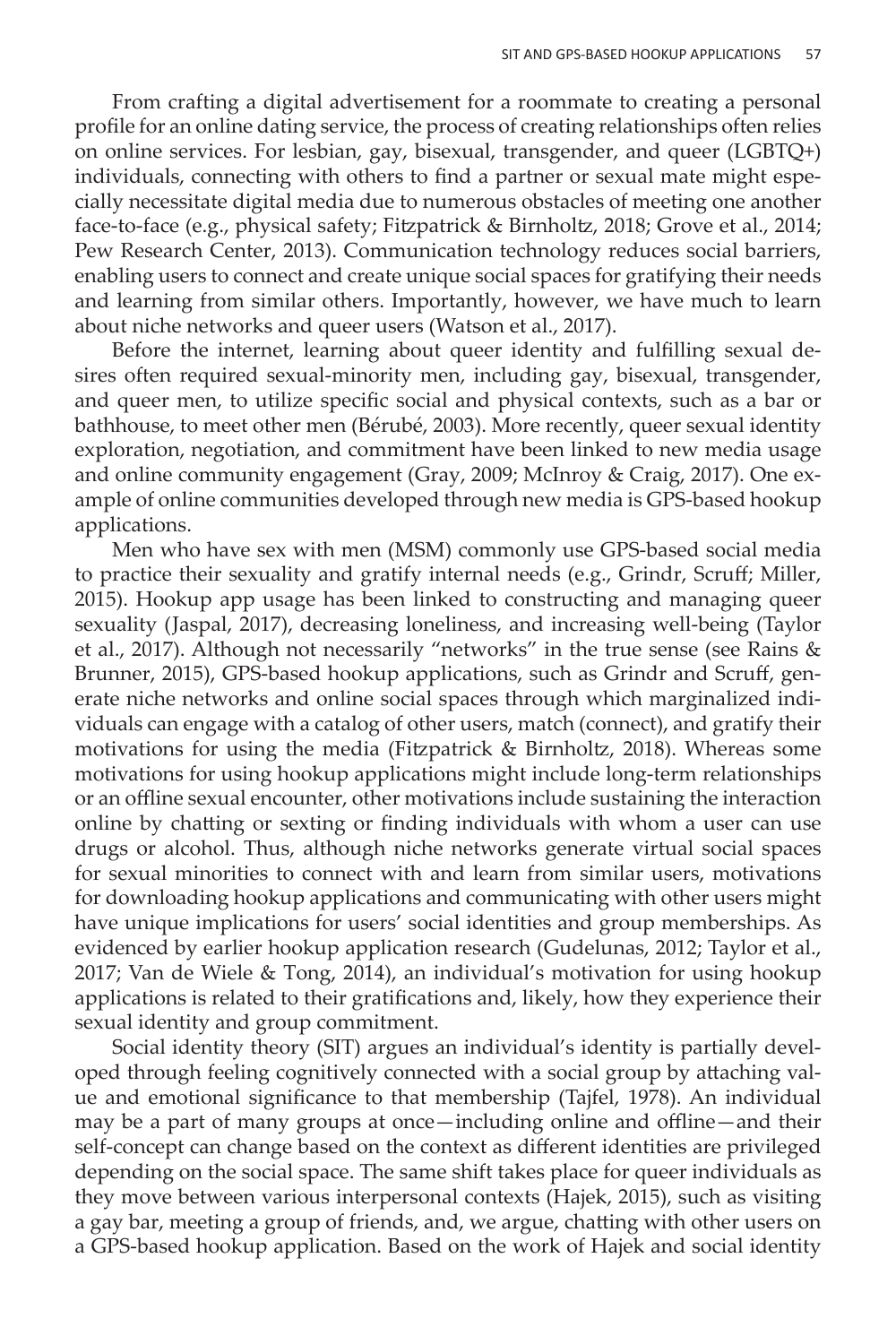From crafting a digital advertisement for a roommate to creating a personal profile for an online dating service, the process of creating relationships often relies on online services. For lesbian, gay, bisexual, transgender, and queer (LGBTQ+) individuals, connecting with others to find a partner or sexual mate might especially necessitate digital media due to numerous obstacles of meeting one another face-to-face (e.g., physical safety; Fitzpatrick & Birnholtz, 2018; Grove et al., 2014; Pew Research Center, 2013). Communication technology reduces social barriers, enabling users to connect and create unique social spaces for gratifying their needs and learning from similar others. Importantly, however, we have much to learn about niche networks and queer users (Watson et al., 2017).

Before the internet, learning about queer identity and fulfilling sexual desires often required sexual-minority men, including gay, bisexual, transgender, and queer men, to utilize specific social and physical contexts, such as a bar or bathhouse, to meet other men (Bérubé, 2003). More recently, queer sexual identity exploration, negotiation, and commitment have been linked to new media usage and online community engagement (Gray, 2009; McInroy & Craig, 2017). One example of online communities developed through new media is GPS-based hookup applications.

Men who have sex with men (MSM) commonly use GPS-based social media to practice their sexuality and gratify internal needs (e.g., Grindr, Scruff; Miller, 2015). Hookup app usage has been linked to constructing and managing queer sexuality (Jaspal, 2017), decreasing loneliness, and increasing well-being (Taylor et al., 2017). Although not necessarily "networks" in the true sense (see Rains & Brunner, 2015), GPS-based hookup applications, such as Grindr and Scruff, generate niche networks and online social spaces through which marginalized individuals can engage with a catalog of other users, match (connect), and gratify their motivations for using the media (Fitzpatrick & Birnholtz, 2018). Whereas some motivations for using hookup applications might include long-term relationships or an offline sexual encounter, other motivations include sustaining the interaction online by chatting or sexting or finding individuals with whom a user can use drugs or alcohol. Thus, although niche networks generate virtual social spaces for sexual minorities to connect with and learn from similar users, motivations for downloading hookup applications and communicating with other users might have unique implications for users' social identities and group memberships. As evidenced by earlier hookup application research (Gudelunas, 2012; Taylor et al., 2017; Van de Wiele & Tong, 2014), an individual's motivation for using hookup applications is related to their gratifications and, likely, how they experience their sexual identity and group commitment.

Social identity theory (SIT) argues an individual's identity is partially developed through feeling cognitively connected with a social group by attaching value and emotional significance to that membership (Tajfel, 1978). An individual may be a part of many groups at once—including online and offline—and their self-concept can change based on the context as different identities are privileged depending on the social space. The same shift takes place for queer individuals as they move between various interpersonal contexts (Hajek, 2015), such as visiting a gay bar, meeting a group of friends, and, we argue, chatting with other users on a GPS-based hookup application. Based on the work of Hajek and social identity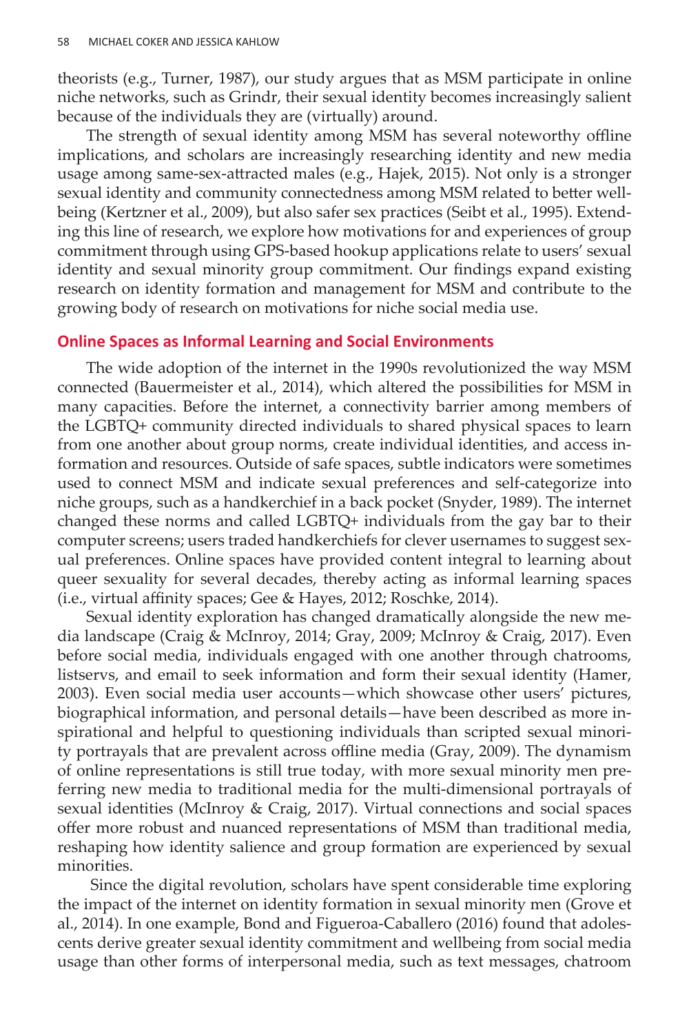theorists (e.g., Turner, 1987), our study argues that as MSM participate in online niche networks, such as Grindr, their sexual identity becomes increasingly salient because of the individuals they are (virtually) around.

The strength of sexual identity among MSM has several noteworthy offline implications, and scholars are increasingly researching identity and new media usage among same-sex-attracted males (e.g., Hajek, 2015). Not only is a stronger sexual identity and community connectedness among MSM related to better wellbeing (Kertzner et al., 2009), but also safer sex practices (Seibt et al., 1995). Extending this line of research, we explore how motivations for and experiences of group commitment through using GPS-based hookup applications relate to users' sexual identity and sexual minority group commitment. Our findings expand existing research on identity formation and management for MSM and contribute to the growing body of research on motivations for niche social media use.

## Online Spaces as Informal Learning and Social Environments

The wide adoption of the internet in the 1990s revolutionized the way MSM connected (Bauermeister et al., 2014), which altered the possibilities for MSM in many capacities. Before the internet, a connectivity barrier among members of the LGBTQ+ community directed individuals to shared physical spaces to learn from one another about group norms, create individual identities, and access information and resources. Outside of safe spaces, subtle indicators were sometimes used to connect MSM and indicate sexual preferences and self-categorize into niche groups, such as a handkerchief in a back pocket (Snyder, 1989). The internet changed these norms and called LGBTQ+ individuals from the gay bar to their computer screens; users traded handkerchiefs for clever usernames to suggest sexual preferences. Online spaces have provided content integral to learning about queer sexuality for several decades, thereby acting as informal learning spaces (i.e., virtual affinity spaces; Gee & Hayes, 2012; Roschke, 2014).

Sexual identity exploration has changed dramatically alongside the new media landscape (Craig & McInroy, 2014; Gray, 2009; McInroy & Craig, 2017). Even before social media, individuals engaged with one another through chatrooms, listservs, and email to seek information and form their sexual identity (Hamer, 2003). Even social media user accounts—which showcase other users' pictures, biographical information, and personal details—have been described as more inspirational and helpful to questioning individuals than scripted sexual minority portrayals that are prevalent across offline media (Gray, 2009). The dynamism of online representations is still true today, with more sexual minority men preferring new media to traditional media for the multi-dimensional portrayals of sexual identities (McInroy & Craig, 2017). Virtual connections and social spaces offer more robust and nuanced representations of MSM than traditional media, reshaping how identity salience and group formation are experienced by sexual minorities.

Since the digital revolution, scholars have spent considerable time exploring the impact of the internet on identity formation in sexual minority men (Grove et al., 2014). In one example, Bond and Figueroa-Caballero (2016) found that adolescents derive greater sexual identity commitment and wellbeing from social media usage than other forms of interpersonal media, such as text messages, chatroom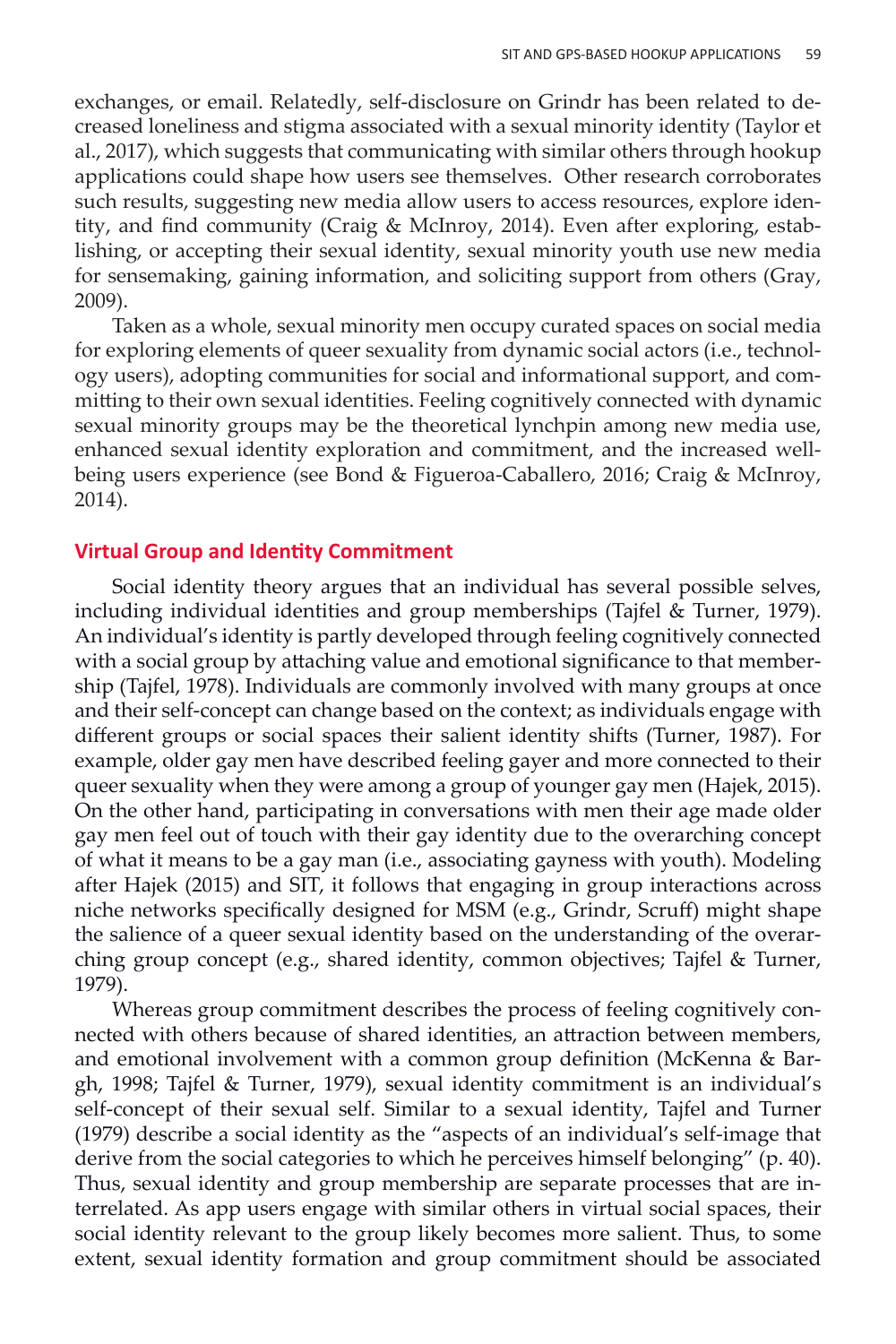exchanges, or email. Relatedly, self-disclosure on Grindr has been related to decreased loneliness and stigma associated with a sexual minority identity (Taylor et al., 2017), which suggests that communicating with similar others through hookup applications could shape how users see themselves. Other research corroborates such results, suggesting new media allow users to access resources, explore identity, and find community (Craig & McInroy, 2014). Even after exploring, establishing, or accepting their sexual identity, sexual minority youth use new media for sensemaking, gaining information, and soliciting support from others (Gray, 2009).

Taken as a whole, sexual minority men occupy curated spaces on social media for exploring elements of queer sexuality from dynamic social actors (i.e., technology users), adopting communities for social and informational support, and committing to their own sexual identities. Feeling cognitively connected with dynamic sexual minority groups may be the theoretical lynchpin among new media use, enhanced sexual identity exploration and commitment, and the increased well-being users experience (see Bond & Figueroa-Caballero, 2016; Craig & McInroy, 2014).

## Virtual Group and Identity Commitment

Social identity theory argues that an individual has several possible selves, including individual identities and group memberships (Tajfel & Turner, 1979). An individual's identity is partly developed through feeling cognitively connected with a social group by attaching value and emotional significance to that membership (Tajfel, 1978). Individuals are commonly involved with many groups at once and their self-concept can change based on the context; as individuals engage with different groups or social spaces their salient identity shifts (Turner, 1987). For example, older gay men have described feeling gayer and more connected to their queer sexuality when they were among a group of younger gay men (Hajek, 2015). On the other hand, participating in conversations with men their age made older gay men feel out of touch with their gay identity due to the overarching concept of what it means to be a gay man (i.e., associating gayness with youth). Modeling after Hajek (2015) and SIT, it follows that engaging in group interactions across niche networks specifically designed for MSM (e.g., Grindr, Scruff) might shape the salience of a queer sexual identity based on the understanding of the overarching group concept (e.g., shared identity, common objectives; Tajfel & Turner, 1979).

Whereas group commitment describes the process of feeling cognitively connected with others because of shared identities, an attraction between members, and emotional involvement with a common group definition (McKenna & Bargh, 1998; Tajfel & Turner, 1979), sexual identity commitment is an individual's self-concept of their sexual self. Similar to a sexual identity, Tajfel and Turner (1979) describe a social identity as the "aspects of an individual's self-image that derive from the social categories to which he perceives himself belonging" (p. 40). Thus, sexual identity and group membership are separate processes that are interrelated. As app users engage with similar others in virtual social spaces, their social identity relevant to the group likely becomes more salient. Thus, to some extent, sexual identity formation and group commitment should be associated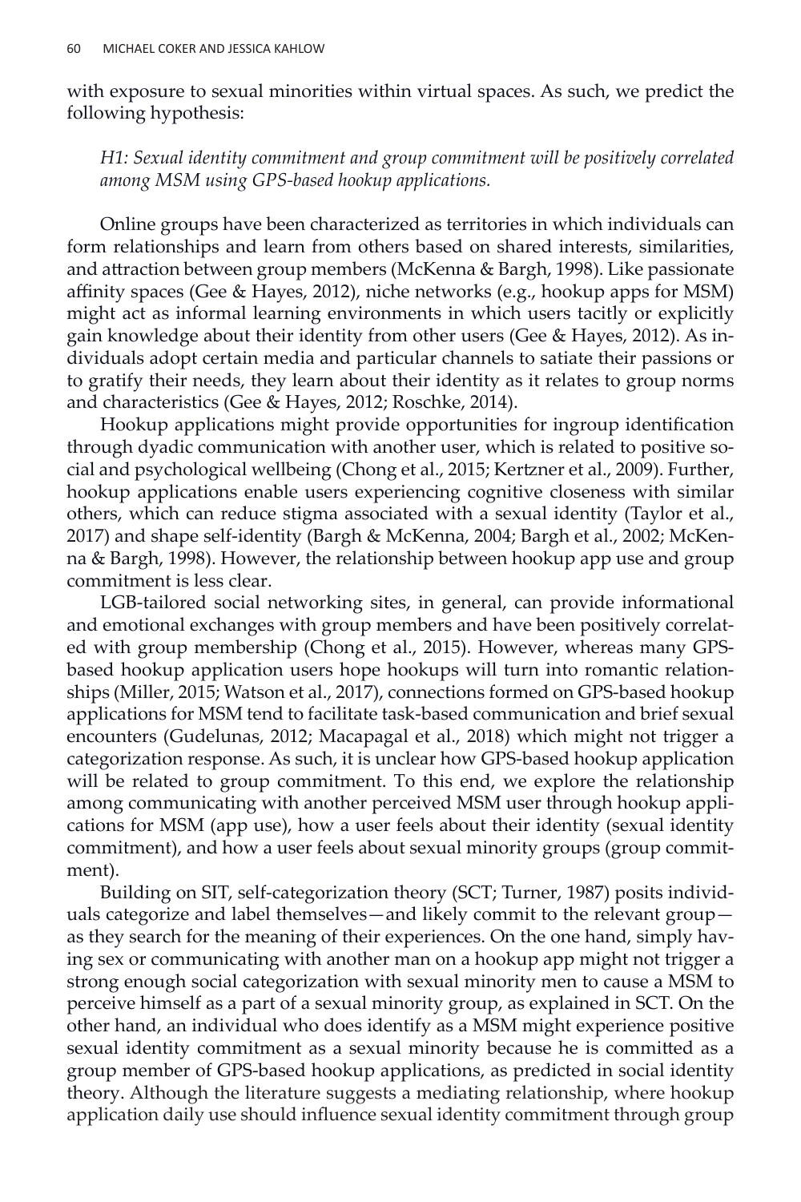with exposure to sexual minorities within virtual spaces. As such, we predict the following hypothesis:

> *H1: Sexual identity commitment and group commitment will be positively correlated among MSM using GPS-based hookup applications.*

Online groups have been characterized as territories in which individuals can form relationships and learn from others based on shared interests, similarities, and attraction between group members (McKenna & Bargh, 1998). Like passionate affinity spaces (Gee & Hayes, 2012), niche networks (e.g., hookup apps for MSM) might act as informal learning environments in which users tacitly or explicitly gain knowledge about their identity from other users (Gee & Hayes, 2012). As individuals adopt certain media and particular channels to satiate their passions or to gratify their needs, they learn about their identity as it relates to group norms and characteristics (Gee & Hayes, 2012; Roschke, 2014).

Hookup applications might provide opportunities for ingroup identification through dyadic communication with another user, which is related to positive social and psychological wellbeing (Chong et al., 2015; Kertzner et al., 2009). Further, hookup applications enable users experiencing cognitive closeness with similar others, which can reduce stigma associated with a sexual identity (Taylor et al., 2017) and shape self-identity (Bargh & McKenna, 2004; Bargh et al., 2002; McKenna & Bargh, 1998). However, the relationship between hookup app use and group commitment is less clear.

LGB-tailored social networking sites, in general, can provide informational and emotional exchanges with group members and have been positively correlated with group membership (Chong et al., 2015). However, whereas many GPS-based hookup application users hope hookups will turn into romantic relationships (Miller, 2015; Watson et al., 2017), connections formed on GPS-based hookup applications for MSM tend to facilitate task-based communication and brief sexual encounters (Gudelunas, 2012; Macapagal et al., 2018) which might not trigger a categorization response. As such, it is unclear how GPS-based hookup application will be related to group commitment. To this end, we explore the relationship among communicating with another perceived MSM user through hookup applications for MSM (app use), how a user feels about their identity (sexual identity commitment), and how a user feels about sexual minority groups (group commitment).

Building on SIT, self-categorization theory (SCT; Turner, 1987) posits individuals categorize and label themselves—and likely commit to the relevant group—as they search for the meaning of their experiences. On the one hand, simply having sex or communicating with another man on a hookup app might not trigger a strong enough social categorization with sexual minority men to cause a MSM to perceive himself as a part of a sexual minority group, as explained in SCT. On the other hand, an individual who does identify as a MSM might experience positive sexual identity commitment as a sexual minority because he is committed as a group member of GPS-based hookup applications, as predicted in social identity theory. Although the literature suggests a mediating relationship, where hookup application daily use should influence sexual identity commitment through group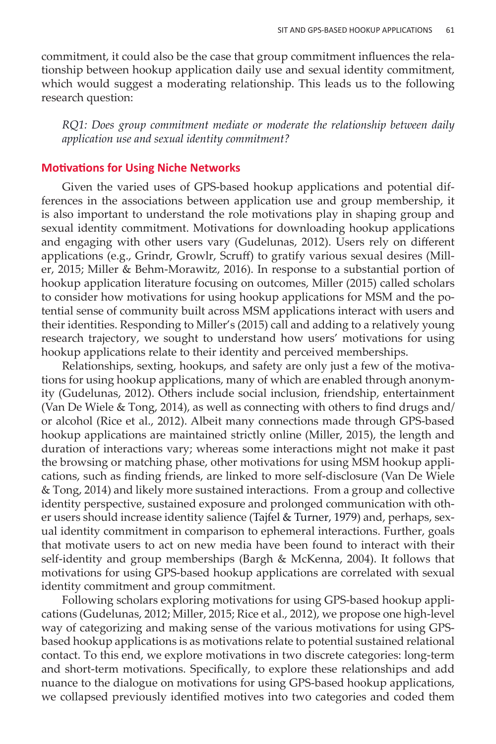commitment, it could also be the case that group commitment influences the relationship between hookup application daily use and sexual identity commitment, which would suggest a moderating relationship. This leads us to the following research question:

*RQ1: Does group commitment mediate or moderate the relationship between daily application use and sexual identity commitment?*

## Motivations for Using Niche Networks

Given the varied uses of GPS-based hookup applications and potential differences in the associations between application use and group membership, it is also important to understand the role motivations play in shaping group and sexual identity commitment. Motivations for downloading hookup applications and engaging with other users vary (Gudelunas, 2012). Users rely on different applications (e.g., Grindr, Growlr, Scruff) to gratify various sexual desires (Miller, 2015; Miller & Behm-Morawitz, 2016). In response to a substantial portion of hookup application literature focusing on outcomes, Miller (2015) called scholars to consider how motivations for using hookup applications for MSM and the potential sense of community built across MSM applications interact with users and their identities. Responding to Miller's (2015) call and adding to a relatively young research trajectory, we sought to understand how users' motivations for using hookup applications relate to their identity and perceived memberships.

Relationships, sexting, hookups, and safety are only just a few of the motivations for using hookup applications, many of which are enabled through anonymity (Gudelunas, 2012). Others include social inclusion, friendship, entertainment (Van De Wiele & Tong, 2014), as well as connecting with others to find drugs and/or alcohol (Rice et al., 2012). Albeit many connections made through GPS-based hookup applications are maintained strictly online (Miller, 2015), the length and duration of interactions vary; whereas some interactions might not make it past the browsing or matching phase, other motivations for using MSM hookup applications, such as finding friends, are linked to more self-disclosure (Van De Wiele & Tong, 2014) and likely more sustained interactions. From a group and collective identity perspective, sustained exposure and prolonged communication with other users should increase identity salience (Tajfel & Turner, 1979) and, perhaps, sexual identity commitment in comparison to ephemeral interactions. Further, goals that motivate users to act on new media have been found to interact with their self-identity and group memberships (Bargh & McKenna, 2004). It follows that motivations for using GPS-based hookup applications are correlated with sexual identity commitment and group commitment.

Following scholars exploring motivations for using GPS-based hookup applications (Gudelunas, 2012; Miller, 2015; Rice et al., 2012), we propose one high-level way of categorizing and making sense of the various motivations for using GPS-based hookup applications is as motivations relate to potential sustained relational contact. To this end, we explore motivations in two discrete categories: long-term and short-term motivations. Specifically, to explore these relationships and add nuance to the dialogue on motivations for using GPS-based hookup applications, we collapsed previously identified motives into two categories and coded them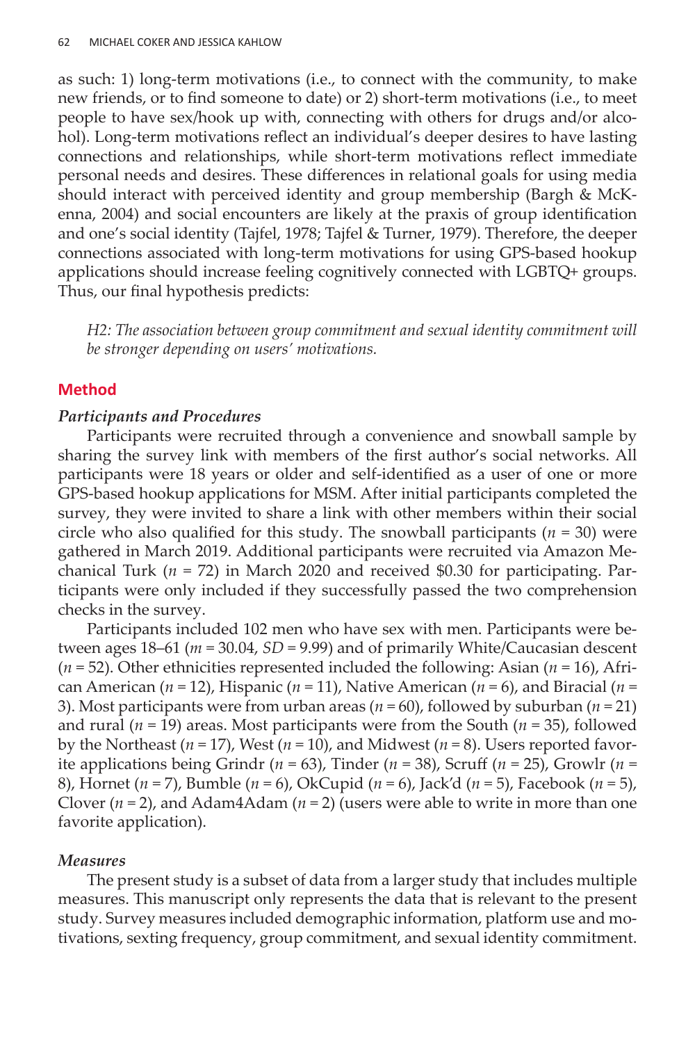as such: 1) long-term motivations (i.e., to connect with the community, to make new friends, or to find someone to date) or 2) short-term motivations (i.e., to meet people to have sex/hook up with, connecting with others for drugs and/or alcohol). Long-term motivations reflect an individual's deeper desires to have lasting connections and relationships, while short-term motivations reflect immediate personal needs and desires. These differences in relational goals for using media should interact with perceived identity and group membership (Bargh & McKenna, 2004) and social encounters are likely at the praxis of group identification and one's social identity (Tajfel, 1978; Tajfel & Turner, 1979). Therefore, the deeper connections associated with long-term motivations for using GPS-based hookup applications should increase feeling cognitively connected with LGBTQ+ groups. Thus, our final hypothesis predicts:

*H2: The association between group commitment and sexual identity commitment will be stronger depending on users' motivations.*

## Method

### *Participants and Procedures*

Participants were recruited through a convenience and snowball sample by sharing the survey link with members of the first author's social networks. All participants were 18 years or older and self-identified as a user of one or more GPS-based hookup applications for MSM. After initial participants completed the survey, they were invited to share a link with other members within their social circle who also qualified for this study. The snowball participants ($n = 30$) were gathered in March 2019. Additional participants were recruited via Amazon Mechanical Turk ($n = 72$) in March 2020 and received $0.30 for participating. Participants were only included if they successfully passed the two comprehension checks in the survey.

Participants included 102 men who have sex with men. Participants were between ages 18–61 ($m = 30.04$, $SD = 9.99$) and of primarily White/Caucasian descent ($n = 52$). Other ethnicities represented included the following: Asian ($n = 16$), African American ($n = 12$), Hispanic ($n = 11$), Native American ($n = 6$), and Biracial ($n = 3$). Most participants were from urban areas ($n = 60$), followed by suburban ($n = 21$) and rural ($n = 19$) areas. Most participants were from the South ($n = 35$), followed by the Northeast ($n = 17$), West ($n = 10$), and Midwest ($n = 8$). Users reported favorite applications being Grindr ($n = 63$), Tinder ($n = 38$), Scruff ($n = 25$), Growlr ($n = 8$), Hornet ($n = 7$), Bumble ($n = 6$), OkCupid ($n = 6$), Jack'd ($n = 5$), Facebook ($n = 5$), Clover ($n = 2$), and Adam4Adam ($n = 2$) (users were able to write in more than one favorite application).

### *Measures*

The present study is a subset of data from a larger study that includes multiple measures. This manuscript only represents the data that is relevant to the present study. Survey measures included demographic information, platform use and motivations, sexting frequency, group commitment, and sexual identity commitment.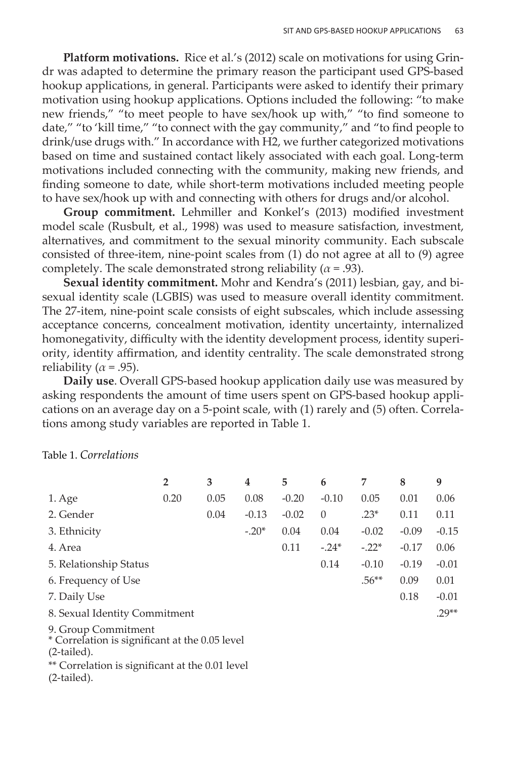**Platform motivations.** Rice et al.'s (2012) scale on motivations for using Grindr was adapted to determine the primary reason the participant used GPS-based hookup applications, in general. Participants were asked to identify their primary motivation using hookup applications. Options included the following: "to make new friends," "to meet people to have sex/hook up with," "to find someone to date," "to 'kill time,'" "to connect with the gay community," and "to find people to drink/use drugs with." In accordance with H2, we further categorized motivations based on time and sustained contact likely associated with each goal. Long-term motivations included connecting with the community, making new friends, and finding someone to date, while short-term motivations included meeting people to have sex/hook up with and connecting with others for drugs and/or alcohol.

**Group commitment.** Lehmiller and Konkel's (2013) modified investment model scale (Rusbult, et al., 1998) was used to measure satisfaction, investment, alternatives, and commitment to the sexual minority community. Each subscale consisted of three-item, nine-point scales from (1) do not agree at all to (9) agree completely. The scale demonstrated strong reliability ($\alpha$ = .93).

**Sexual identity commitment.** Mohr and Kendra's (2011) lesbian, gay, and bisexual identity scale (LGBIS) was used to measure overall identity commitment. The 27-item, nine-point scale consists of eight subscales, which include assessing acceptance concerns, concealment motivation, identity uncertainty, internalized homonegativity, difficulty with the identity development process, identity superiority, identity affirmation, and identity centrality. The scale demonstrated strong reliability ($\alpha$ = .95).

**Daily use**. Overall GPS-based hookup application daily use was measured by asking respondents the amount of time users spent on GPS-based hookup applications on an average day on a 5-point scale, with (1) rarely and (5) often. Correlations among study variables are reported in Table 1.

Table 1. *Correlations*

| | 2 | 3 | 4 | 5 | 6 | 7 | 8 | 9 |
|---|---|---|---|---|---|---|---|---|
| 1. Age | 0.20 | 0.05 | 0.08 | -0.20 | -0.10 | 0.05 | 0.01 | 0.06 |
| 2. Gender | | 0.04 | -0.13 | -0.02 | 0 | .23* | 0.11 | 0.11 |
| 3. Ethnicity | | | -.20* | 0.04 | 0.04 | -0.02 | -0.09 | -0.15 |
| 4. Area | | | | 0.11 | -.24* | -.22* | -0.17 | 0.06 |
| 5. Relationship Status | | | | | 0.14 | -0.10 | -0.19 | -0.01 |
| 6. Frequency of Use | | | | | | .56** | 0.09 | 0.01 |
| 7. Daily Use | | | | | | | 0.18 | -0.01 |
| 8. Sexual Identity Commitment | | | | | | | | .29** |
| 9. Group Commitment | | | | | | | | |

\* Correlation is significant at the 0.05 level (2-tailed).

\*\* Correlation is significant at the 0.01 level (2-tailed).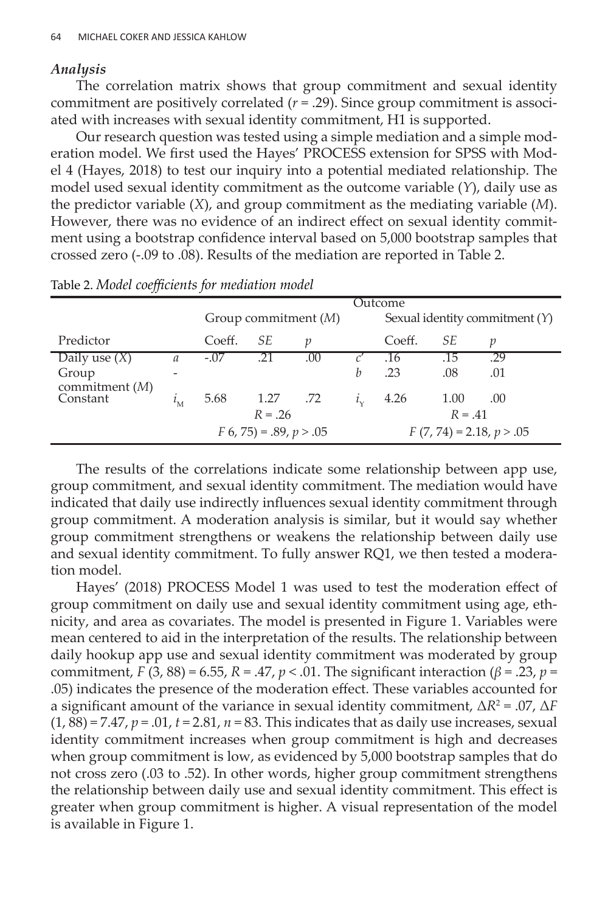### *Analysis*

The correlation matrix shows that group commitment and sexual identity commitment are positively correlated ($r$ = .29). Since group commitment is associated with increases with sexual identity commitment, H1 is supported.

Our research question was tested using a simple mediation and a simple moderation model. We first used the Hayes' PROCESS extension for SPSS with Model 4 (Hayes, 2018) to test our inquiry into a potential mediated relationship. The model used sexual identity commitment as the outcome variable ($Y$), daily use as the predictor variable ($X$), and group commitment as the mediating variable ($M$). However, there was no evidence of an indirect effect on sexual identity commitment using a bootstrap confidence interval based on 5,000 bootstrap samples that crossed zero (-.09 to .08). Results of the mediation are reported in Table 2.

Table 2. *Model coefficients for mediation model*

| | | Outcome | | | | | | |
|---|---|---|---|---|---|---|---|---|
| | | Group commitment ($M$) | | | | Sexual identity commitment ($Y$) | | |
| Predictor | | Coeff. | *SE* | *p* | | Coeff. | *SE* | *p* |
| Daily use ($X$) | $a$ | -.07 | .21 | .00 | $c'$ | .16 | .15 | .29 |
| Group commitment ($M$) | - | | | | $b$ | .23 | .08 | .01 |
| Constant | $i_M$ | 5.68 | 1.27 | .72 | $i_Y$ | 4.26 | 1.00 | .00 |
| | | $R$ = .26 | | | | $R$ = .41 | | |
| | | $F$ 6, 75) = .89, $p > .05$ | | | | $F$ (7, 74) = 2.18, $p > .05$ | | |

The results of the correlations indicate some relationship between app use, group commitment, and sexual identity commitment. The mediation would have indicated that daily use indirectly influences sexual identity commitment through group commitment. A moderation analysis is similar, but it would say whether group commitment strengthens or weakens the relationship between daily use and sexual identity commitment. To fully answer RQ1, we then tested a moderation model.

Hayes' (2018) PROCESS Model 1 was used to test the moderation effect of group commitment on daily use and sexual identity commitment using age, ethnicity, and area as covariates. The model is presented in Figure 1. Variables were mean centered to aid in the interpretation of the results. The relationship between daily hookup app use and sexual identity commitment was moderated by group commitment, $F$ (3, 88) = 6.55, $R$ = .47, $p < .01$. The significant interaction ($\beta$ = .23, $p$ = .05) indicates the presence of the moderation effect. These variables accounted for a significant amount of the variance in sexual identity commitment, $\Delta R^2$ = .07, $\Delta F$ (1, 88) = 7.47, $p$ = .01, $t$ = 2.81, $n$ = 83. This indicates that as daily use increases, sexual identity commitment increases when group commitment is high and decreases when group commitment is low, as evidenced by 5,000 bootstrap samples that do not cross zero (.03 to .52). In other words, higher group commitment strengthens the relationship between daily use and sexual identity commitment. This effect is greater when group commitment is higher. A visual representation of the model is available in Figure 1.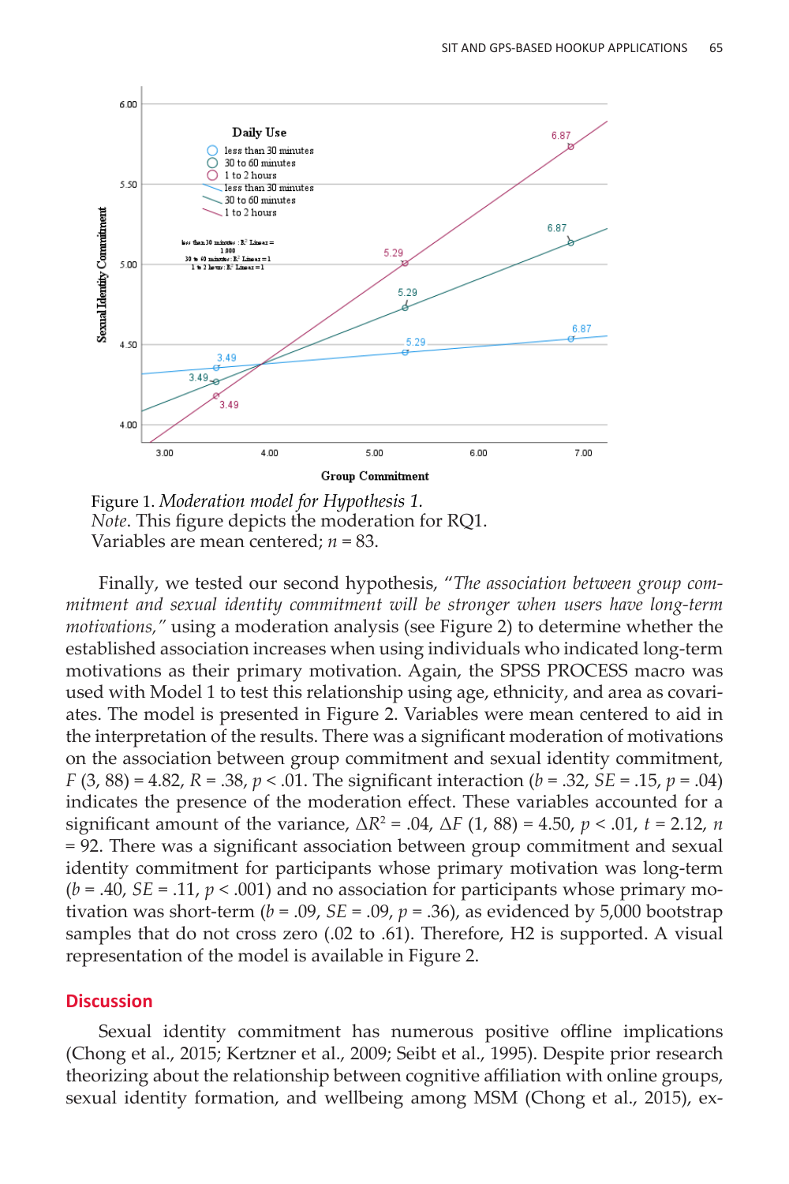Figure 1. *Moderation model for Hypothesis 1.*
*Note*. This figure depicts the moderation for RQ1.
Variables are mean centered; $n = 83$.

Finally, we tested our second hypothesis, "*The association between group commitment and sexual identity commitment will be stronger when users have long-term motivations,*" using a moderation analysis (see Figure 2) to determine whether the established association increases when using individuals who indicated long-term motivations as their primary motivation. Again, the SPSS PROCESS macro was used with Model 1 to test this relationship using age, ethnicity, and area as covariates. The model is presented in Figure 2. Variables were mean centered to aid in the interpretation of the results. There was a significant moderation of motivations on the association between group commitment and sexual identity commitment, $F(3, 88) = 4.82$, $R = .38$, $p < .01$. The significant interaction ($b = .32$, $SE = .15$, $p = .04$) indicates the presence of the moderation effect. These variables accounted for a significant amount of the variance, $\Delta R^2 = .04$, $\Delta F(1, 88) = 4.50$, $p < .01$, $t = 2.12$, $n = 92$. There was a significant association between group commitment and sexual identity commitment for participants whose primary motivation was long-term ($b = .40$, $SE = .11$, $p < .001$) and no association for participants whose primary motivation was short-term ($b = .09$, $SE = .09$, $p = .36$), as evidenced by 5,000 bootstrap samples that do not cross zero (.02 to .61). Therefore, H2 is supported. A visual representation of the model is available in Figure 2.

## Discussion

Sexual identity commitment has numerous positive offline implications (Chong et al., 2015; Kertzner et al., 2009; Seibt et al., 1995). Despite prior research theorizing about the relationship between cognitive affiliation with online groups, sexual identity formation, and wellbeing among MSM (Chong et al., 2015), ex-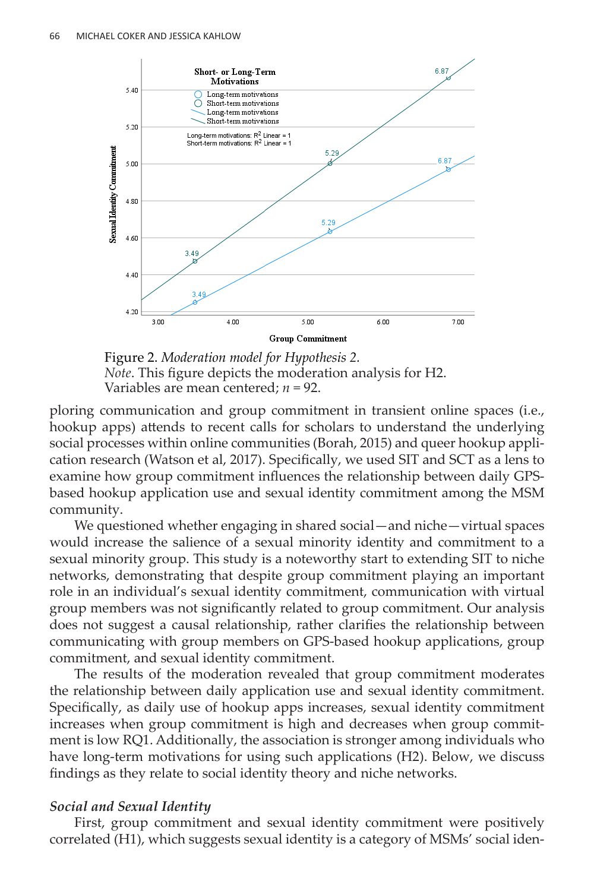Figure 2. *Moderation model for Hypothesis 2.*
*Note*. This figure depicts the moderation analysis for H2. Variables are mean centered; $n = 92$.

ploring communication and group commitment in transient online spaces (i.e., hookup apps) attends to recent calls for scholars to understand the underlying social processes within online communities (Borah, 2015) and queer hookup application research (Watson et al, 2017). Specifically, we used SIT and SCT as a lens to examine how group commitment influences the relationship between daily GPS-based hookup application use and sexual identity commitment among the MSM community.

We questioned whether engaging in shared social—and niche—virtual spaces would increase the salience of a sexual minority identity and commitment to a sexual minority group. This study is a noteworthy start to extending SIT to niche networks, demonstrating that despite group commitment playing an important role in an individual's sexual identity commitment, communication with virtual group members was not significantly related to group commitment. Our analysis does not suggest a causal relationship, rather clarifies the relationship between communicating with group members on GPS-based hookup applications, group commitment, and sexual identity commitment.

The results of the moderation revealed that group commitment moderates the relationship between daily application use and sexual identity commitment. Specifically, as daily use of hookup apps increases, sexual identity commitment increases when group commitment is high and decreases when group commitment is low RQ1. Additionally, the association is stronger among individuals who have long-term motivations for using such applications (H2). Below, we discuss findings as they relate to social identity theory and niche networks.

### *Social and Sexual Identity*

First, group commitment and sexual identity commitment were positively correlated (H1), which suggests sexual identity is a category of MSMs' social iden-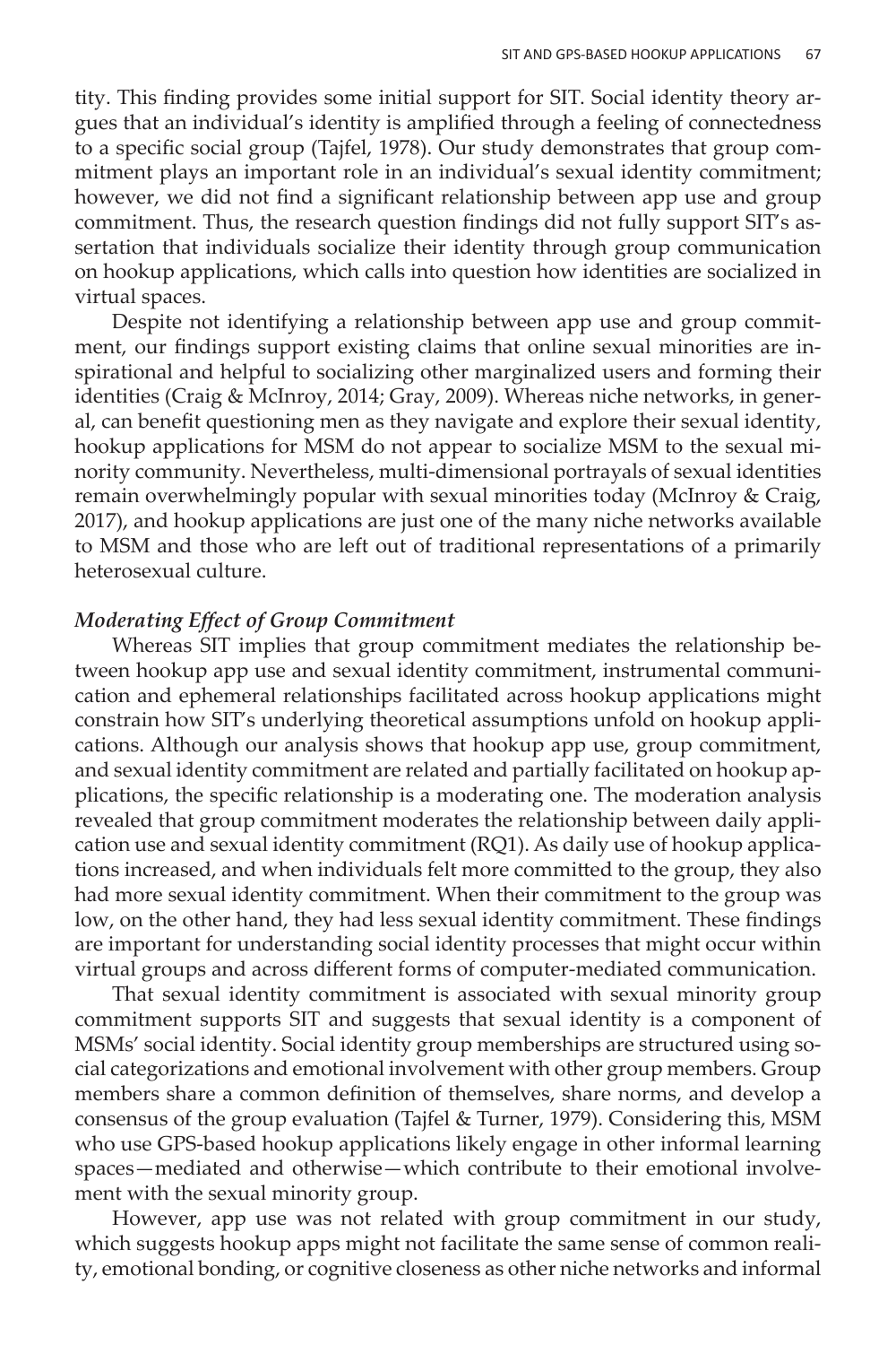tity. This finding provides some initial support for SIT. Social identity theory argues that an individual's identity is amplified through a feeling of connectedness to a specific social group (Tajfel, 1978). Our study demonstrates that group commitment plays an important role in an individual's sexual identity commitment; however, we did not find a significant relationship between app use and group commitment. Thus, the research question findings did not fully support SIT's assertation that individuals socialize their identity through group communication on hookup applications, which calls into question how identities are socialized in virtual spaces.

Despite not identifying a relationship between app use and group commitment, our findings support existing claims that online sexual minorities are inspirational and helpful to socializing other marginalized users and forming their identities (Craig & McInroy, 2014; Gray, 2009). Whereas niche networks, in general, can benefit questioning men as they navigate and explore their sexual identity, hookup applications for MSM do not appear to socialize MSM to the sexual minority community. Nevertheless, multi-dimensional portrayals of sexual identities remain overwhelmingly popular with sexual minorities today (McInroy & Craig, 2017), and hookup applications are just one of the many niche networks available to MSM and those who are left out of traditional representations of a primarily heterosexual culture.

### *Moderating Effect of Group Commitment*

Whereas SIT implies that group commitment mediates the relationship between hookup app use and sexual identity commitment, instrumental communication and ephemeral relationships facilitated across hookup applications might constrain how SIT's underlying theoretical assumptions unfold on hookup applications. Although our analysis shows that hookup app use, group commitment, and sexual identity commitment are related and partially facilitated on hookup applications, the specific relationship is a moderating one. The moderation analysis revealed that group commitment moderates the relationship between daily application use and sexual identity commitment (RQ1). As daily use of hookup applications increased, and when individuals felt more committed to the group, they also had more sexual identity commitment. When their commitment to the group was low, on the other hand, they had less sexual identity commitment. These findings are important for understanding social identity processes that might occur within virtual groups and across different forms of computer-mediated communication.

That sexual identity commitment is associated with sexual minority group commitment supports SIT and suggests that sexual identity is a component of MSMs' social identity. Social identity group memberships are structured using social categorizations and emotional involvement with other group members. Group members share a common definition of themselves, share norms, and develop a consensus of the group evaluation (Tajfel & Turner, 1979). Considering this, MSM who use GPS-based hookup applications likely engage in other informal learning spaces—mediated and otherwise—which contribute to their emotional involvement with the sexual minority group.

However, app use was not related with group commitment in our study, which suggests hookup apps might not facilitate the same sense of common reality, emotional bonding, or cognitive closeness as other niche networks and informal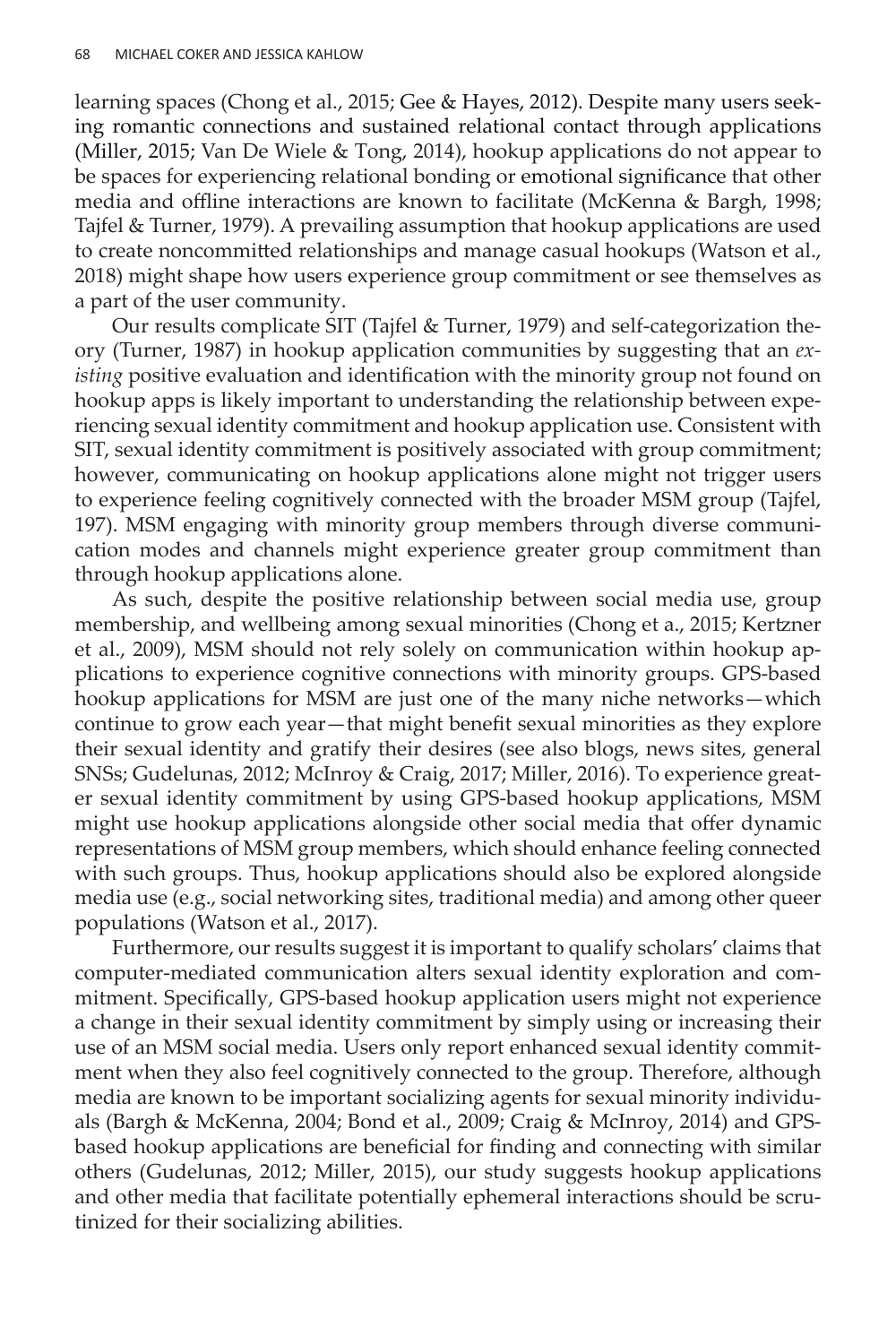learning spaces (Chong et al., 2015; Gee & Hayes, 2012). Despite many users seeking romantic connections and sustained relational contact through applications (Miller, 2015; Van De Wiele & Tong, 2014), hookup applications do not appear to be spaces for experiencing relational bonding or emotional significance that other media and offline interactions are known to facilitate (McKenna & Bargh, 1998; Tajfel & Turner, 1979). A prevailing assumption that hookup applications are used to create noncommitted relationships and manage casual hookups (Watson et al., 2018) might shape how users experience group commitment or see themselves as a part of the user community.

Our results complicate SIT (Tajfel & Turner, 1979) and self-categorization theory (Turner, 1987) in hookup application communities by suggesting that an *existing* positive evaluation and identification with the minority group not found on hookup apps is likely important to understanding the relationship between experiencing sexual identity commitment and hookup application use. Consistent with SIT, sexual identity commitment is positively associated with group commitment; however, communicating on hookup applications alone might not trigger users to experience feeling cognitively connected with the broader MSM group (Tajfel, 197). MSM engaging with minority group members through diverse communication modes and channels might experience greater group commitment than through hookup applications alone.

As such, despite the positive relationship between social media use, group membership, and wellbeing among sexual minorities (Chong et a., 2015; Kertzner et al., 2009), MSM should not rely solely on communication within hookup applications to experience cognitive connections with minority groups. GPS-based hookup applications for MSM are just one of the many niche networks—which continue to grow each year—that might benefit sexual minorities as they explore their sexual identity and gratify their desires (see also blogs, news sites, general SNSs; Gudelunas, 2012; McInroy & Craig, 2017; Miller, 2016). To experience greater sexual identity commitment by using GPS-based hookup applications, MSM might use hookup applications alongside other social media that offer dynamic representations of MSM group members, which should enhance feeling connected with such groups. Thus, hookup applications should also be explored alongside media use (e.g., social networking sites, traditional media) and among other queer populations (Watson et al., 2017).

Furthermore, our results suggest it is important to qualify scholars' claims that computer-mediated communication alters sexual identity exploration and commitment. Specifically, GPS-based hookup application users might not experience a change in their sexual identity commitment by simply using or increasing their use of an MSM social media. Users only report enhanced sexual identity commitment when they also feel cognitively connected to the group. Therefore, although media are known to be important socializing agents for sexual minority individuals (Bargh & McKenna, 2004; Bond et al., 2009; Craig & McInroy, 2014) and GPS-based hookup applications are beneficial for finding and connecting with similar others (Gudelunas, 2012; Miller, 2015), our study suggests hookup applications and other media that facilitate potentially ephemeral interactions should be scrutinized for their socializing abilities.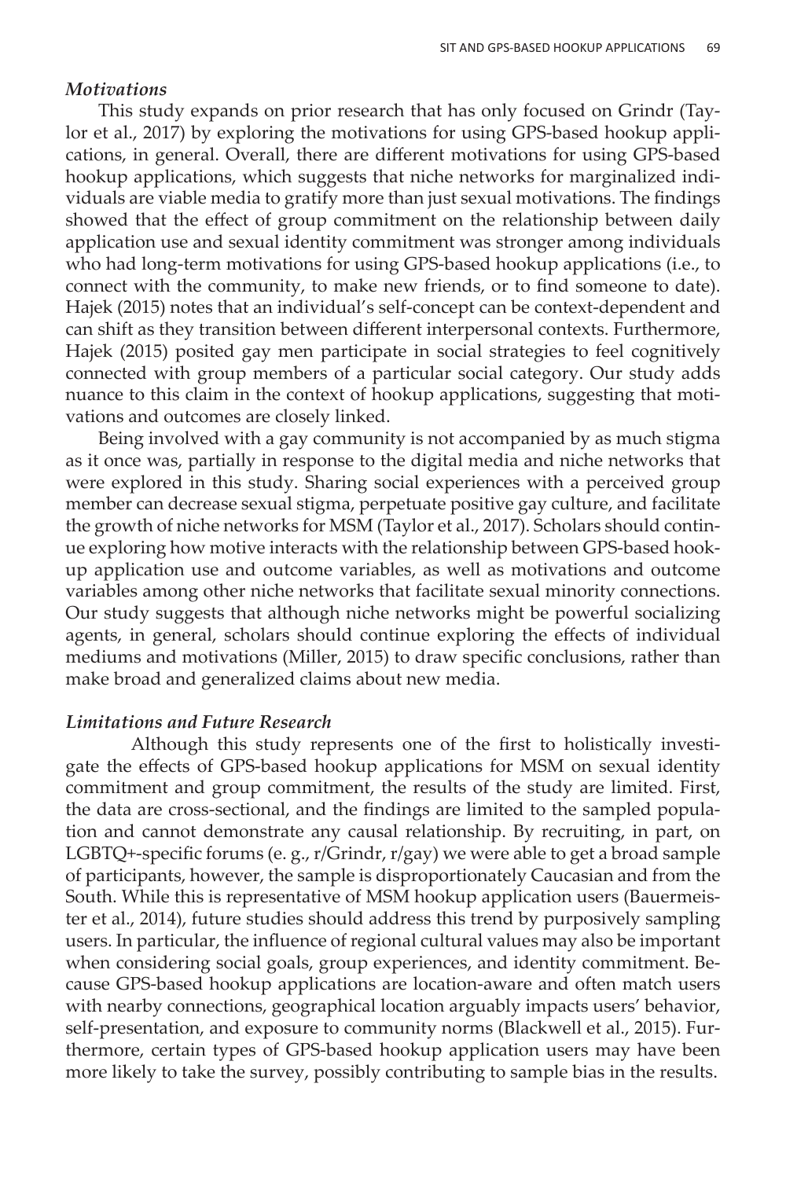### *Motivations*

This study expands on prior research that has only focused on Grindr (Taylor et al., 2017) by exploring the motivations for using GPS-based hookup applications, in general. Overall, there are different motivations for using GPS-based hookup applications, which suggests that niche networks for marginalized individuals are viable media to gratify more than just sexual motivations. The findings showed that the effect of group commitment on the relationship between daily application use and sexual identity commitment was stronger among individuals who had long-term motivations for using GPS-based hookup applications (i.e., to connect with the community, to make new friends, or to find someone to date). Hajek (2015) notes that an individual's self-concept can be context-dependent and can shift as they transition between different interpersonal contexts. Furthermore, Hajek (2015) posited gay men participate in social strategies to feel cognitively connected with group members of a particular social category. Our study adds nuance to this claim in the context of hookup applications, suggesting that motivations and outcomes are closely linked.

Being involved with a gay community is not accompanied by as much stigma as it once was, partially in response to the digital media and niche networks that were explored in this study. Sharing social experiences with a perceived group member can decrease sexual stigma, perpetuate positive gay culture, and facilitate the growth of niche networks for MSM (Taylor et al., 2017). Scholars should continue exploring how motive interacts with the relationship between GPS-based hookup application use and outcome variables, as well as motivations and outcome variables among other niche networks that facilitate sexual minority connections. Our study suggests that although niche networks might be powerful socializing agents, in general, scholars should continue exploring the effects of individual mediums and motivations (Miller, 2015) to draw specific conclusions, rather than make broad and generalized claims about new media.

### *Limitations and Future Research*

Although this study represents one of the first to holistically investigate the effects of GPS-based hookup applications for MSM on sexual identity commitment and group commitment, the results of the study are limited. First, the data are cross-sectional, and the findings are limited to the sampled population and cannot demonstrate any causal relationship. By recruiting, in part, on LGBTQ+-specific forums (e. g., r/Grindr, r/gay) we were able to get a broad sample of participants, however, the sample is disproportionately Caucasian and from the South. While this is representative of MSM hookup application users (Bauermeister et al., 2014), future studies should address this trend by purposively sampling users. In particular, the influence of regional cultural values may also be important when considering social goals, group experiences, and identity commitment. Because GPS-based hookup applications are location-aware and often match users with nearby connections, geographical location arguably impacts users' behavior, self-presentation, and exposure to community norms (Blackwell et al., 2015). Furthermore, certain types of GPS-based hookup application users may have been more likely to take the survey, possibly contributing to sample bias in the results.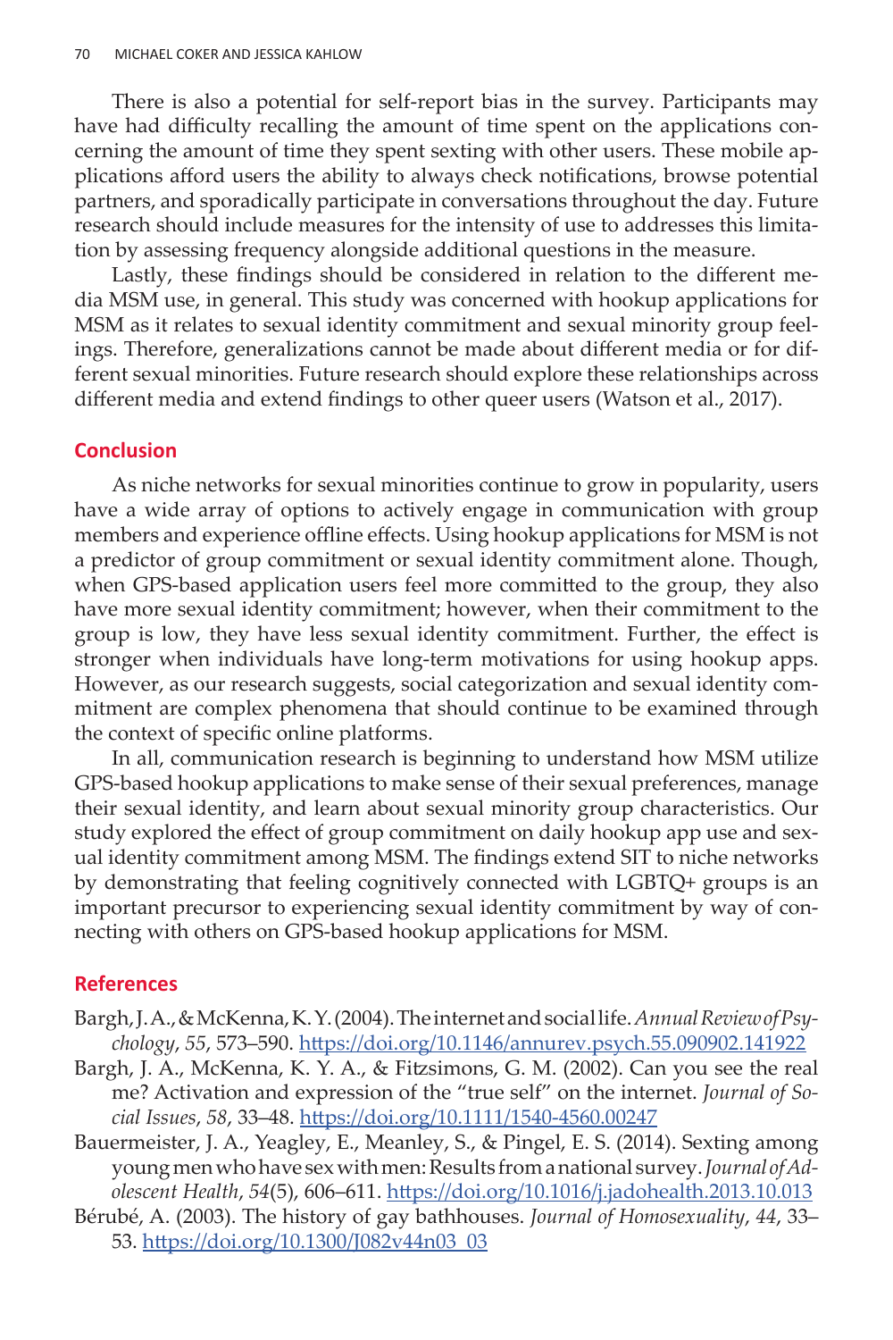There is also a potential for self-report bias in the survey. Participants may have had difficulty recalling the amount of time spent on the applications concerning the amount of time they spent sexting with other users. These mobile applications afford users the ability to always check notifications, browse potential partners, and sporadically participate in conversations throughout the day. Future research should include measures for the intensity of use to addresses this limitation by assessing frequency alongside additional questions in the measure.

Lastly, these findings should be considered in relation to the different media MSM use, in general. This study was concerned with hookup applications for MSM as it relates to sexual identity commitment and sexual minority group feelings. Therefore, generalizations cannot be made about different media or for different sexual minorities. Future research should explore these relationships across different media and extend findings to other queer users (Watson et al., 2017).

## Conclusion

As niche networks for sexual minorities continue to grow in popularity, users have a wide array of options to actively engage in communication with group members and experience offline effects. Using hookup applications for MSM is not a predictor of group commitment or sexual identity commitment alone. Though, when GPS-based application users feel more committed to the group, they also have more sexual identity commitment; however, when their commitment to the group is low, they have less sexual identity commitment. Further, the effect is stronger when individuals have long-term motivations for using hookup apps. However, as our research suggests, social categorization and sexual identity commitment are complex phenomena that should continue to be examined through the context of specific online platforms.

In all, communication research is beginning to understand how MSM utilize GPS-based hookup applications to make sense of their sexual preferences, manage their sexual identity, and learn about sexual minority group characteristics. Our study explored the effect of group commitment on daily hookup app use and sexual identity commitment among MSM. The findings extend SIT to niche networks by demonstrating that feeling cognitively connected with LGBTQ+ groups is an important precursor to experiencing sexual identity commitment by way of connecting with others on GPS-based hookup applications for MSM.

## References

Bargh, J. A., & McKenna, K. Y. (2004). The internet and social life. *Annual Review of Psychology*, *55*, 573–590. https://doi.org/10.1146/annurev.psych.55.090902.141922

Bargh, J. A., McKenna, K. Y. A., & Fitzsimons, G. M. (2002). Can you see the real me? Activation and expression of the "true self" on the internet. *Journal of Social Issues*, *58*, 33–48. https://doi.org/10.1111/1540-4560.00247

Bauermeister, J. A., Yeagley, E., Meanley, S., & Pingel, E. S. (2014). Sexting among young men who have sex with men: Results from a national survey. *Journal of Adolescent Health*, *54*(5), 606–611. https://doi.org/10.1016/j.jadohealth.2013.10.013

Bérubé, A. (2003). The history of gay bathhouses. *Journal of Homosexuality*, *44*, 33–53. https://doi.org/10.1300/J082v44n03_03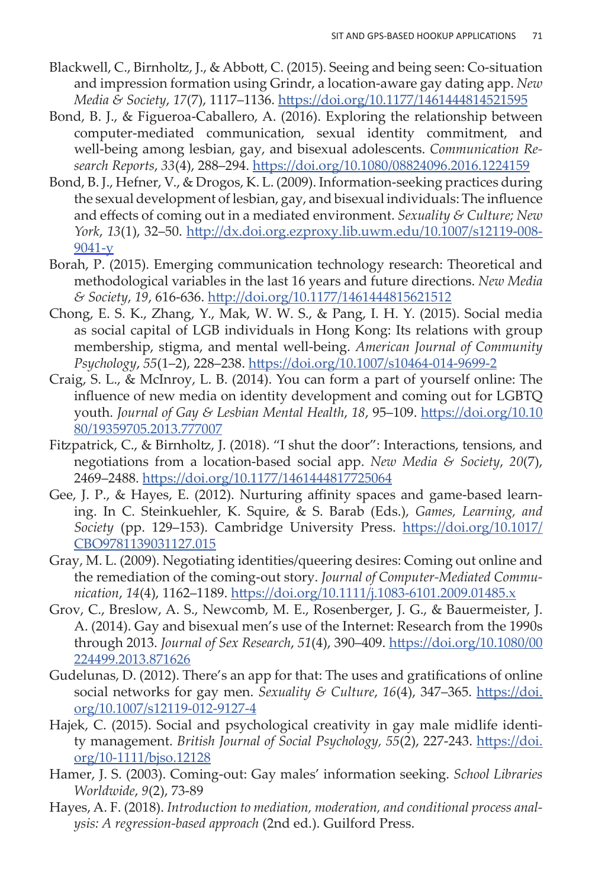Blackwell, C., Birnholtz, J., & Abbott, C. (2015). Seeing and being seen: Co-situation and impression formation using Grindr, a location-aware gay dating app. *New Media & Society*, *17*(7), 1117–1136. https://doi.org/10.1177/1461444814521595

Bond, B. J., & Figueroa-Caballero, A. (2016). Exploring the relationship between computer-mediated communication, sexual identity commitment, and well-being among lesbian, gay, and bisexual adolescents. *Communication Research Reports*, *33*(4), 288–294. https://doi.org/10.1080/08824096.2016.1224159

Bond, B. J., Hefner, V., & Drogos, K. L. (2009). Information-seeking practices during the sexual development of lesbian, gay, and bisexual individuals: The influence and effects of coming out in a mediated environment. *Sexuality & Culture; New York*, *13*(1), 32–50. http://dx.doi.org.ezproxy.lib.uwm.edu/10.1007/s12119-008-9041-y

Borah, P. (2015). Emerging communication technology research: Theoretical and methodological variables in the last 16 years and future directions. *New Media & Society*, *19*, 616-636. http://doi.org/10.1177/1461444815621512

Chong, E. S. K., Zhang, Y., Mak, W. W. S., & Pang, I. H. Y. (2015). Social media as social capital of LGB individuals in Hong Kong: Its relations with group membership, stigma, and mental well-being. *American Journal of Community Psychology*, *55*(1–2), 228–238. https://doi.org/10.1007/s10464-014-9699-2

Craig, S. L., & McInroy, L. B. (2014). You can form a part of yourself online: The influence of new media on identity development and coming out for LGBTQ youth. *Journal of Gay & Lesbian Mental Health*, *18*, 95–109. https://doi.org/10.1080/19359705.2013.777007

Fitzpatrick, C., & Birnholtz, J. (2018). "I shut the door": Interactions, tensions, and negotiations from a location-based social app. *New Media & Society*, *20*(7), 2469–2488. https://doi.org/10.1177/1461444817725064

Gee, J. P., & Hayes, E. (2012). Nurturing affinity spaces and game-based learning. In C. Steinkuehler, K. Squire, & S. Barab (Eds.), *Games, Learning, and Society* (pp. 129–153). Cambridge University Press. https://doi.org/10.1017/CBO9781139031127.015

Gray, M. L. (2009). Negotiating identities/queering desires: Coming out online and the remediation of the coming-out story. *Journal of Computer-Mediated Communication*, *14*(4), 1162–1189. https://doi.org/10.1111/j.1083-6101.2009.01485.x

Grov, C., Breslow, A. S., Newcomb, M. E., Rosenberger, J. G., & Bauermeister, J. A. (2014). Gay and bisexual men's use of the Internet: Research from the 1990s through 2013. *Journal of Sex Research*, *51*(4), 390–409. https://doi.org/10.1080/00224499.2013.871626

Gudelunas, D. (2012). There's an app for that: The uses and gratifications of online social networks for gay men. *Sexuality & Culture*, *16*(4), 347–365. https://doi.org/10.1007/s12119-012-9127-4

Hajek, C. (2015). Social and psychological creativity in gay male midlife identity management. *British Journal of Social Psychology, 55*(2), 227-243. https://doi.org/10-1111/bjso.12128

Hamer, J. S. (2003). Coming-out: Gay males' information seeking. *School Libraries Worldwide*, *9*(2), 73-89

Hayes, A. F. (2018). *Introduction to mediation, moderation, and conditional process analysis: A regression-based approach* (2nd ed.). Guilford Press.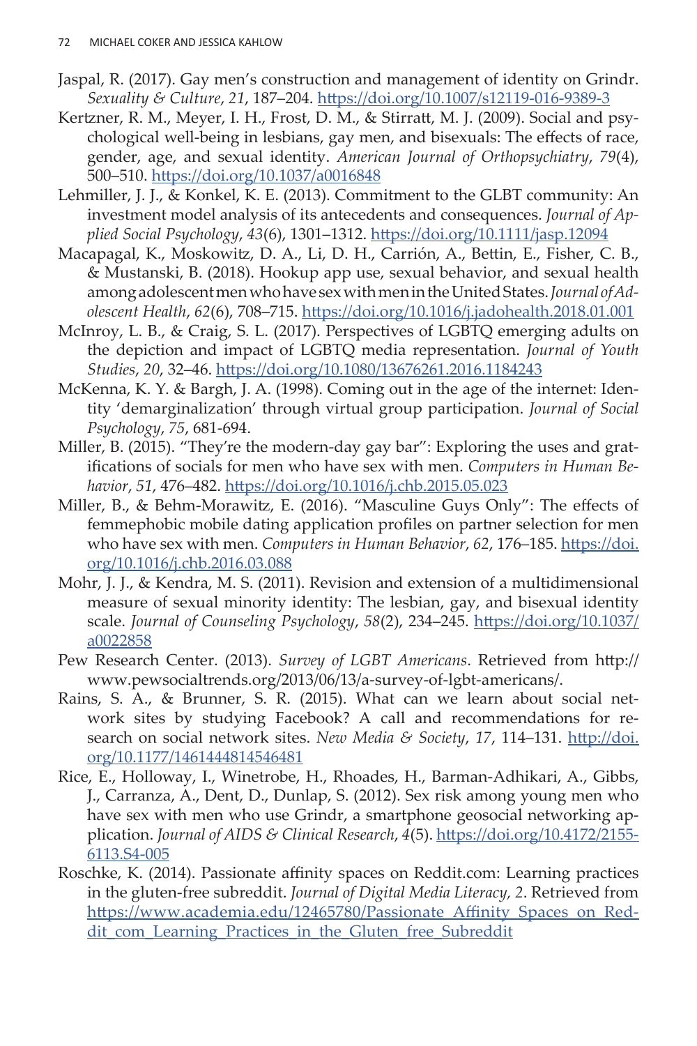Jaspal, R. (2017). Gay men's construction and management of identity on Grindr. *Sexuality & Culture*, *21*, 187–204. https://doi.org/10.1007/s12119-016-9389-3

Kertzner, R. M., Meyer, I. H., Frost, D. M., & Stirratt, M. J. (2009). Social and psychological well-being in lesbians, gay men, and bisexuals: The effects of race, gender, age, and sexual identity. *American Journal of Orthopsychiatry*, *79*(4), 500–510. https://doi.org/10.1037/a0016848

Lehmiller, J. J., & Konkel, K. E. (2013). Commitment to the GLBT community: An investment model analysis of its antecedents and consequences. *Journal of Applied Social Psychology*, *43*(6), 1301–1312. https://doi.org/10.1111/jasp.12094

Macapagal, K., Moskowitz, D. A., Li, D. H., Carrión, A., Bettin, E., Fisher, C. B., & Mustanski, B. (2018). Hookup app use, sexual behavior, and sexual health among adolescent men who have sex with men in the United States. *Journal of Adolescent Health*, *62*(6), 708–715. https://doi.org/10.1016/j.jadohealth.2018.01.001

McInroy, L. B., & Craig, S. L. (2017). Perspectives of LGBTQ emerging adults on the depiction and impact of LGBTQ media representation. *Journal of Youth Studies*, *20*, 32–46. https://doi.org/10.1080/13676261.2016.1184243

McKenna, K. Y. & Bargh, J. A. (1998). Coming out in the age of the internet: Identity 'demarginalization' through virtual group participation. *Journal of Social Psychology*, *75*, 681-694.

Miller, B. (2015). "They're the modern-day gay bar": Exploring the uses and gratifications of socials for men who have sex with men. *Computers in Human Behavior*, *51*, 476–482. https://doi.org/10.1016/j.chb.2015.05.023

Miller, B., & Behm-Morawitz, E. (2016). "Masculine Guys Only": The effects of femmephobic mobile dating application profiles on partner selection for men who have sex with men. *Computers in Human Behavior*, *62*, 176–185. https://doi.org/10.1016/j.chb.2016.03.088

Mohr, J. J., & Kendra, M. S. (2011). Revision and extension of a multidimensional measure of sexual minority identity: The lesbian, gay, and bisexual identity scale. *Journal of Counseling Psychology*, *58*(2), 234–245. https://doi.org/10.1037/a0022858

Pew Research Center. (2013). *Survey of LGBT Americans*. Retrieved from http://www.pewsocialtrends.org/2013/06/13/a-survey-of-lgbt-americans/.

Rains, S. A., & Brunner, S. R. (2015). What can we learn about social network sites by studying Facebook? A call and recommendations for research on social network sites. *New Media & Society*, *17*, 114–131. http://doi.org/10.1177/1461444814546481

Rice, E., Holloway, I., Winetrobe, H., Rhoades, H., Barman-Adhikari, A., Gibbs, J., Carranza, A., Dent, D., Dunlap, S. (2012). Sex risk among young men who have sex with men who use Grindr, a smartphone geosocial networking application. *Journal of AIDS & Clinical Research*, *4*(5). https://doi.org/10.4172/2155-6113.S4-005

Roschke, K. (2014). Passionate affinity spaces on Reddit.com: Learning practices in the gluten-free subreddit. *Journal of Digital Media Literacy, 2*. Retrieved from https://www.academia.edu/12465780/Passionate_Affinity_Spaces_on_Reddit_com_Learning_Practices_in_the_Gluten_free_Subreddit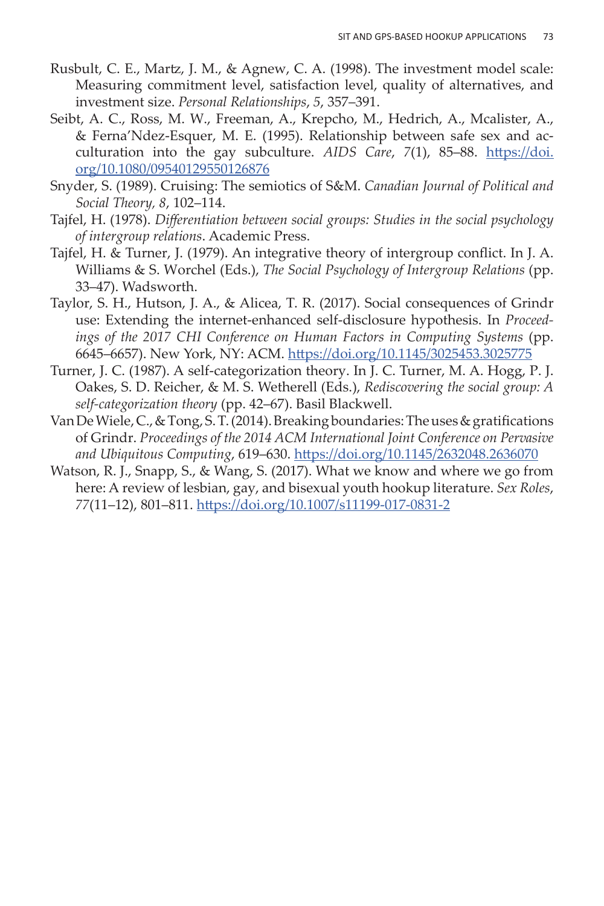Rusbult, C. E., Martz, J. M., & Agnew, C. A. (1998). The investment model scale: Measuring commitment level, satisfaction level, quality of alternatives, and investment size. *Personal Relationships*, *5*, 357–391.

Seibt, A. C., Ross, M. W., Freeman, A., Krepcho, M., Hedrich, A., Mcalister, A., & Ferna'Ndez-Esquer, M. E. (1995). Relationship between safe sex and acculturation into the gay subculture. *AIDS Care*, *7*(1), 85–88. https://doi.org/10.1080/09540129550126876

Snyder, S. (1989). Cruising: The semiotics of S&M. *Canadian Journal of Political and Social Theory*, *8*, 102–114.

Tajfel, H. (1978). *Differentiation between social groups: Studies in the social psychology of intergroup relations*. Academic Press.

Tajfel, H. & Turner, J. (1979). An integrative theory of intergroup conflict. In J. A. Williams & S. Worchel (Eds.), *The Social Psychology of Intergroup Relations* (pp. 33–47). Wadsworth.

Taylor, S. H., Hutson, J. A., & Alicea, T. R. (2017). Social consequences of Grindr use: Extending the internet-enhanced self-disclosure hypothesis. In *Proceedings of the 2017 CHI Conference on Human Factors in Computing Systems* (pp. 6645–6657). New York, NY: ACM. https://doi.org/10.1145/3025453.3025775

Turner, J. C. (1987). A self-categorization theory. In J. C. Turner, M. A. Hogg, P. J. Oakes, S. D. Reicher, & M. S. Wetherell (Eds.), *Rediscovering the social group: A self-categorization theory* (pp. 42–67). Basil Blackwell.

Van De Wiele, C., & Tong, S. T. (2014). Breaking boundaries: The uses & gratifications of Grindr. *Proceedings of the 2014 ACM International Joint Conference on Pervasive and Ubiquitous Computing*, 619–630. https://doi.org/10.1145/2632048.2636070

Watson, R. J., Snapp, S., & Wang, S. (2017). What we know and where we go from here: A review of lesbian, gay, and bisexual youth hookup literature. *Sex Roles*, *77*(11–12), 801–811. https://doi.org/10.1007/s11199-017-0831-2